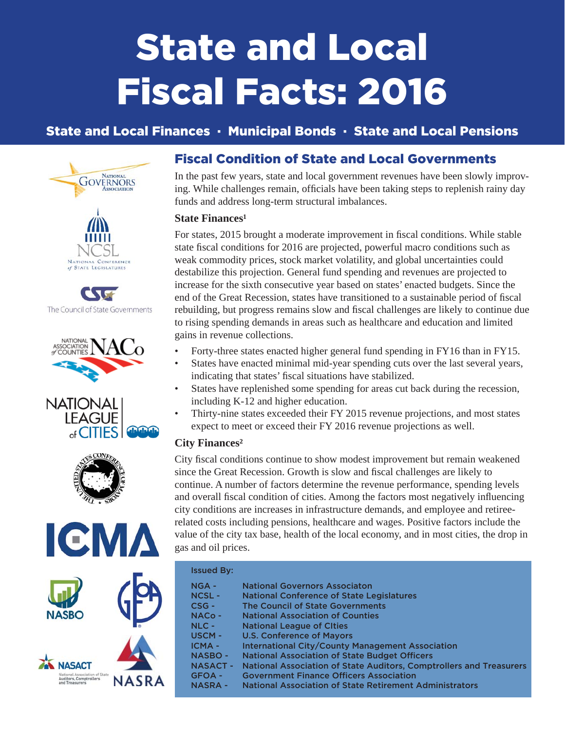# State and Local Fiscal Facts: 2016

**State and Local Finances · Municipal Bonds · State and Local Pensions**

## Fiscal Condition of State and Local Governments

In the past few years, state and local government revenues have been slowly improving. While challenges remain, officials have been taking steps to replenish rainy day funds and address long-term structural imbalances.

### State Finances[1]

For states, 2015 brought a moderate improvement in fiscal conditions. While stable state fiscal conditions for 2016 are projected, powerful macro conditions such as weak commodity prices, stock market volatility, and global uncertainties could destabilize this projection. General fund spending and revenues are projected to increase for the sixth consecutive year based on states' enacted budgets. Since the end of the Great Recession, states have transitioned to a sustainable period of fiscal rebuilding, but progress remains slow and fiscal challenges are likely to continue due to rising spending demands in areas such as healthcare and education and limited gains in revenue collections.

- Forty-three states enacted higher general fund spending in FY16 than in FY15.
- States have enacted minimal mid-year spending cuts over the last several years, indicating that states' fiscal situations have stabilized.
- States have replenished some spending for areas cut back during the recession, including K-12 and higher education.
- Thirty-nine states exceeded their FY 2015 revenue projections, and most states expect to meet or exceed their FY 2016 revenue projections as well.

### City Finances[2]

City fiscal conditions continue to show modest improvement but remain weakened since the Great Recession. Growth is slow and fiscal challenges are likely to continue. A number of factors determine the revenue performance, spending levels and overall fiscal condition of cities. Among the factors most negatively influencing city conditions are increases in infrastructure demands, and employee and retiree-related costs including pensions, healthcare and wages. Positive factors include the value of the city tax base, health of the local economy, and in most cities, the drop in gas and oil prices.

**Issued By:**

| | |
|---|---|
| NGA - | National Governors Associaton |
| NCSL - | National Conference of State Legislatures |
| CSG - | The Council of State Governments |
| NACo - | National Association of Counties |
| NLC - | National League of CIties |
| USCM - | U.S. Conference of Mayors |
| ICMA - | International City/County Management Association |
| NASBO - | National Association of State Budget Officers |
| NASACT - | National Association of State Auditors, Comptrollers and Treasurers |
| GFOA - | Government Finance Officers Association |
| NASRA - | National Association of State Retirement Administrators |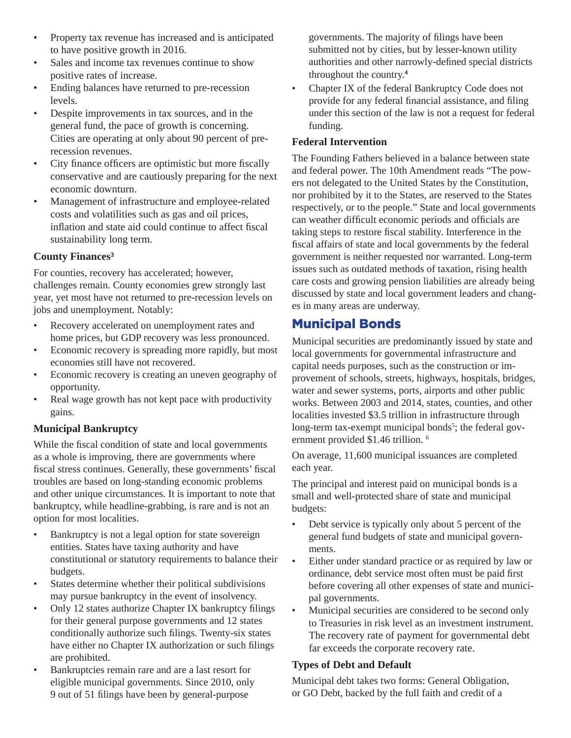- Property tax revenue has increased and is anticipated to have positive growth in 2016.
- Sales and income tax revenues continue to show positive rates of increase.
- Ending balances have returned to pre-recession levels.
- Despite improvements in tax sources, and in the general fund, the pace of growth is concerning. Cities are operating at only about 90 percent of pre-recession revenues.
- City finance officers are optimistic but more fiscally conservative and are cautiously preparing for the next economic downturn.
- Management of infrastructure and employee-related costs and volatilities such as gas and oil prices, inflation and state aid could continue to affect fiscal sustainability long term.

### County Finances[3]

For counties, recovery has accelerated; however, challenges remain. County economies grew strongly last year, yet most have not returned to pre-recession levels on jobs and unemployment. Notably:

- Recovery accelerated on unemployment rates and home prices, but GDP recovery was less pronounced.
- Economic recovery is spreading more rapidly, but most economies still have not recovered.
- Economic recovery is creating an uneven geography of opportunity.
- Real wage growth has not kept pace with productivity gains.

### Municipal Bankruptcy

While the fiscal condition of state and local governments as a whole is improving, there are governments where fiscal stress continues. Generally, these governments' fiscal troubles are based on long-standing economic problems and other unique circumstances. It is important to note that bankruptcy, while headline-grabbing, is rare and is not an option for most localities.

- Bankruptcy is not a legal option for state sovereign entities. States have taxing authority and have constitutional or statutory requirements to balance their budgets.
- States determine whether their political subdivisions may pursue bankruptcy in the event of insolvency.
- Only 12 states authorize Chapter IX bankruptcy filings for their general purpose governments and 12 states conditionally authorize such filings. Twenty-six states have either no Chapter IX authorization or such filings are prohibited.
- Bankruptcies remain rare and are a last resort for eligible municipal governments. Since 2010, only 9 out of 51 filings have been by general-purpose governments. The majority of filings have been submitted not by cities, but by lesser-known utility authorities and other narrowly-defined special districts throughout the country.[4]
- Chapter IX of the federal Bankruptcy Code does not provide for any federal financial assistance, and filing under this section of the law is not a request for federal funding.

### Federal Intervention

The Founding Fathers believed in a balance between state and federal power. The 10th Amendment reads "The powers not delegated to the United States by the Constitution, nor prohibited by it to the States, are reserved to the States respectively, or to the people." State and local governments can weather difficult economic periods and officials are taking steps to restore fiscal stability. Interference in the fiscal affairs of state and local governments by the federal government is neither requested nor warranted. Long-term issues such as outdated methods of taxation, rising health care costs and growing pension liabilities are already being discussed by state and local government leaders and changes in many areas are underway.

## Municipal Bonds

Municipal securities are predominantly issued by state and local governments for governmental infrastructure and capital needs purposes, such as the construction or improvement of schools, streets, highways, hospitals, bridges, water and sewer systems, ports, airports and other public works. Between 2003 and 2014, states, counties, and other localities invested $3.5 trillion in infrastructure through long-term tax-exempt municipal bonds[5]; the federal government provided $1.46 trillion. [6]

On average, 11,600 municipal issuances are completed each year.

The principal and interest paid on municipal bonds is a small and well-protected share of state and municipal budgets:

- Debt service is typically only about 5 percent of the general fund budgets of state and municipal governments.
- Either under standard practice or as required by law or ordinance, debt service most often must be paid first before covering all other expenses of state and municipal governments.
- Municipal securities are considered to be second only to Treasuries in risk level as an investment instrument. The recovery rate of payment for governmental debt far exceeds the corporate recovery rate.

### Types of Debt and Default

Municipal debt takes two forms: General Obligation, or GO Debt, backed by the full faith and credit of a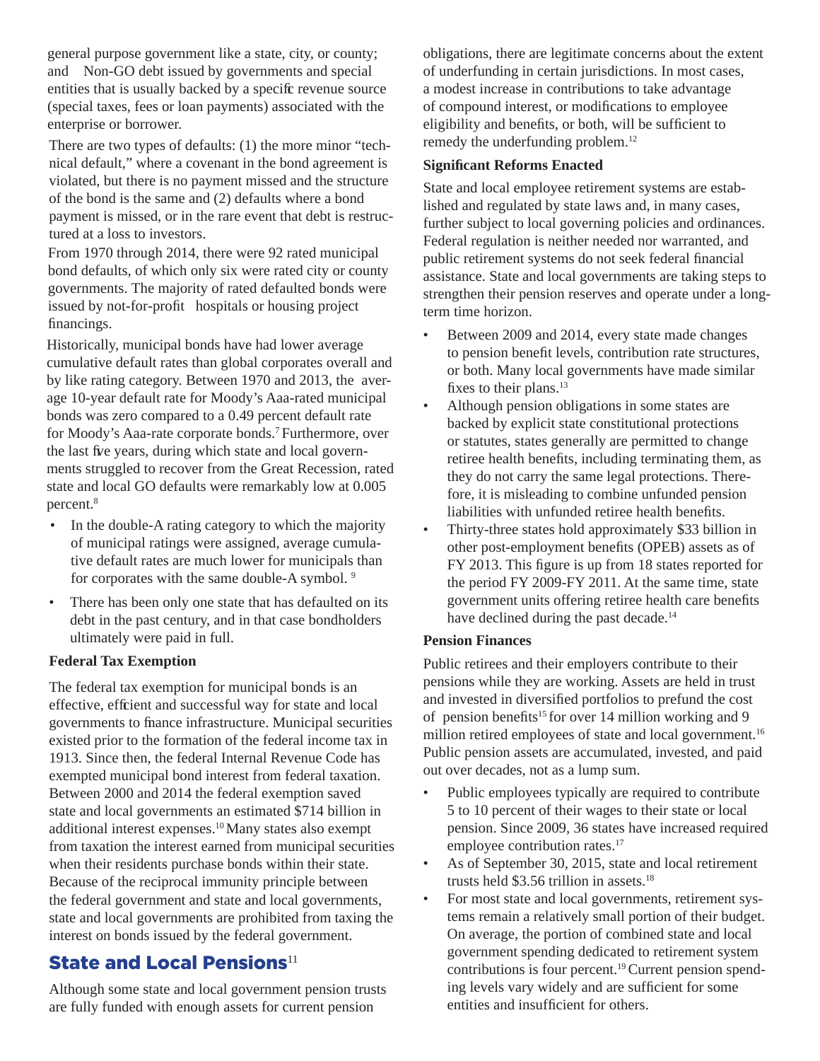general purpose government like a state, city, or county; and Non-GO debt issued by governments and special entities that is usually backed by a specific revenue source (special taxes, fees or loan payments) associated with the enterprise or borrower.

There are two types of defaults: (1) the more minor "technical default," where a covenant in the bond agreement is violated, but there is no payment missed and the structure of the bond is the same and (2) defaults where a bond payment is missed, or in the rare event that debt is restructured at a loss to investors.

From 1970 through 2014, there were 92 rated municipal bond defaults, of which only six were rated city or county governments. The majority of rated defaulted bonds were issued by not-for-profit hospitals or housing project financings.

Historically, municipal bonds have had lower average cumulative default rates than global corporates overall and by like rating category. Between 1970 and 2013, the average 10-year default rate for Moody's Aaa-rated municipal bonds was zero compared to a 0.49 percent default rate for Moody's Aaa-rate corporate bonds.[7] Furthermore, over the last five years, during which state and local governments struggled to recover from the Great Recession, rated state and local GO defaults were remarkably low at 0.005 percent.[8]

- In the double-A rating category to which the majority of municipal ratings were assigned, average cumulative default rates are much lower for municipals than for corporates with the same double-A symbol. [9]
- There has been only one state that has defaulted on its debt in the past century, and in that case bondholders ultimately were paid in full.

**Federal Tax Exemption**

The federal tax exemption for municipal bonds is an effective, efficient and successful way for state and local governments to finance infrastructure. Municipal securities existed prior to the formation of the federal income tax in 1913. Since then, the federal Internal Revenue Code has exempted municipal bond interest from federal taxation. Between 2000 and 2014 the federal exemption saved state and local governments an estimated $714 billion in additional interest expenses.[10] Many states also exempt from taxation the interest earned from municipal securities when their residents purchase bonds within their state. Because of the reciprocal immunity principle between the federal government and state and local governments, state and local governments are prohibited from taxing the interest on bonds issued by the federal government.

## State and Local Pensions[11]

Although some state and local government pension trusts are fully funded with enough assets for current pension obligations, there are legitimate concerns about the extent of underfunding in certain jurisdictions. In most cases, a modest increase in contributions to take advantage of compound interest, or modifications to employee eligibility and benefits, or both, will be sufficient to remedy the underfunding problem.[12]

**Significant Reforms Enacted**

State and local employee retirement systems are established and regulated by state laws and, in many cases, further subject to local governing policies and ordinances. Federal regulation is neither needed nor warranted, and public retirement systems do not seek federal financial assistance. State and local governments are taking steps to strengthen their pension reserves and operate under a long-term time horizon.

- Between 2009 and 2014, every state made changes to pension benefit levels, contribution rate structures, or both. Many local governments have made similar fixes to their plans.[13]
- Although pension obligations in some states are backed by explicit state constitutional protections or statutes, states generally are permitted to change retiree health benefits, including terminating them, as they do not carry the same legal protections. Therefore, it is misleading to combine unfunded pension liabilities with unfunded retiree health benefits.
- Thirty-three states hold approximately $33 billion in other post-employment benefits (OPEB) assets as of FY 2013. This figure is up from 18 states reported for the period FY 2009-FY 2011. At the same time, state government units offering retiree health care benefits have declined during the past decade.[14]

**Pension Finances**

Public retirees and their employers contribute to their pensions while they are working. Assets are held in trust and invested in diversified portfolios to prefund the cost of pension benefits[15] for over 14 million working and 9 million retired employees of state and local government.[16] Public pension assets are accumulated, invested, and paid out over decades, not as a lump sum.

- Public employees typically are required to contribute 5 to 10 percent of their wages to their state or local pension. Since 2009, 36 states have increased required employee contribution rates.[17]
- As of September 30, 2015, state and local retirement trusts held $3.56 trillion in assets.[18]
- For most state and local governments, retirement systems remain a relatively small portion of their budget. On average, the portion of combined state and local government spending dedicated to retirement system contributions is four percent.[19] Current pension spending levels vary widely and are sufficient for some entities and insufficient for others.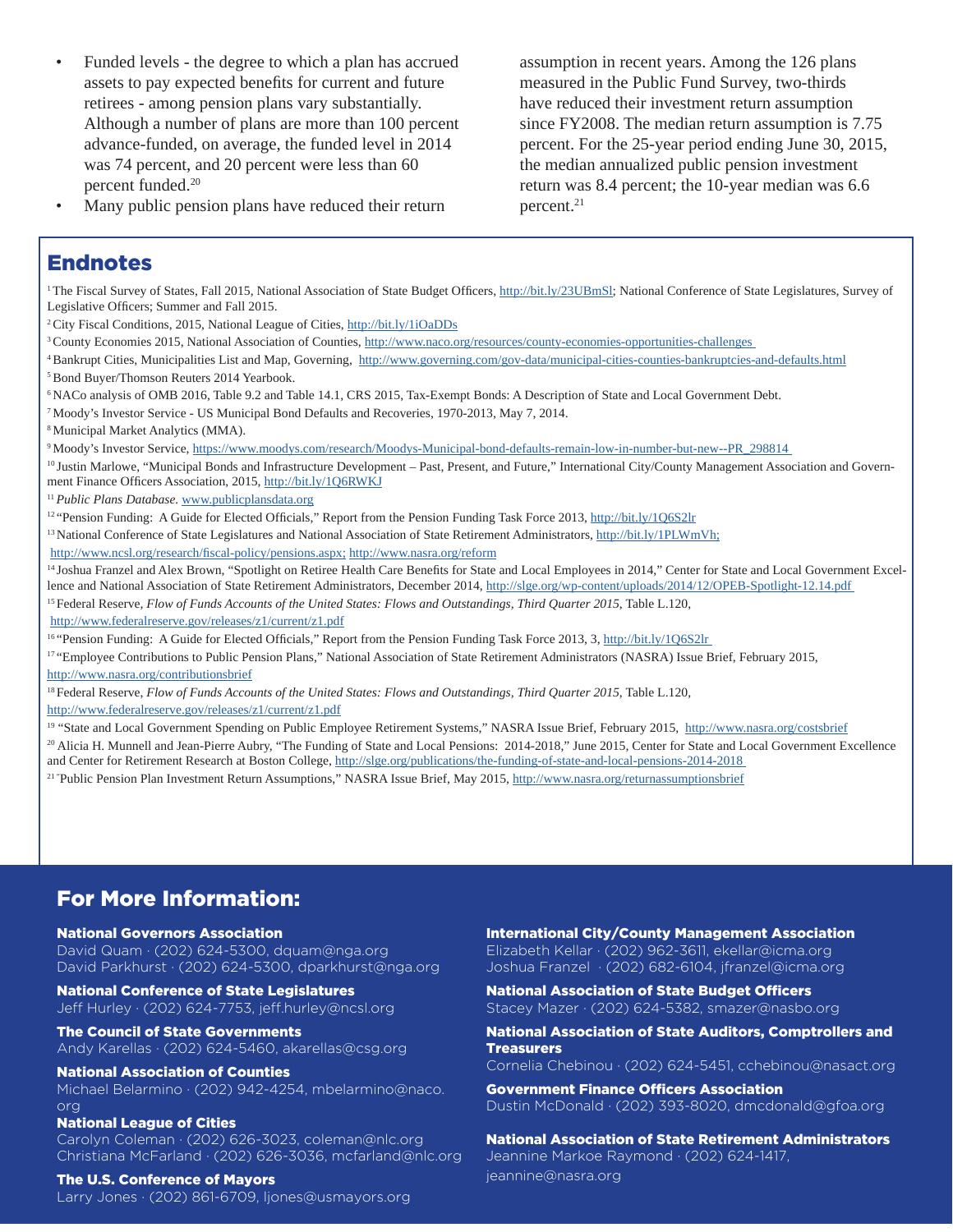- Funded levels - the degree to which a plan has accrued assets to pay expected benefits for current and future retirees - among pension plans vary substantially. Although a number of plans are more than 100 percent advance-funded, on average, the funded level in 2014 was 74 percent, and 20 percent were less than 60 percent funded.[20]
- Many public pension plans have reduced their return assumption in recent years. Among the 126 plans measured in the Public Fund Survey, two-thirds have reduced their investment return assumption since FY2008. The median return assumption is 7.75 percent. For the 25-year period ending June 30, 2015, the median annualized public pension investment return was 8.4 percent; the 10-year median was 6.6 percent.[21]

## Endnotes

[1] The Fiscal Survey of States, Fall 2015, National Association of State Budget Officers, http://bit.ly/23UBmSl; National Conference of State Legislatures, Survey of Legislative Officers; Summer and Fall 2015.

[2] City Fiscal Conditions, 2015, National League of Cities, http://bit.ly/1iOaDDs

[3] County Economies 2015, National Association of Counties, http://www.naco.org/resources/county-economies-opportunities-challenges

[4] Bankrupt Cities, Municipalities List and Map, Governing, http://www.governing.com/gov-data/municipal-cities-counties-bankruptcies-and-defaults.html

[5] Bond Buyer/Thomson Reuters 2014 Yearbook.

[6] NACo analysis of OMB 2016, Table 9.2 and Table 14.1, CRS 2015, Tax-Exempt Bonds: A Description of State and Local Government Debt.

[7] Moody's Investor Service - US Municipal Bond Defaults and Recoveries, 1970-2013, May 7, 2014.

[8] Municipal Market Analytics (MMA).

[9] Moody's Investor Service, https://www.moodys.com/research/Moodys-Municipal-bond-defaults-remain-low-in-number-but-new--PR_298814

[10] Justin Marlowe, "Municipal Bonds and Infrastructure Development – Past, Present, and Future," International City/County Management Association and Government Finance Officers Association, 2015, http://bit.ly/1Q6RWKJ

[11] *Public Plans Database.* www.publicplansdata.org

[12] "Pension Funding: A Guide for Elected Officials," Report from the Pension Funding Task Force 2013, http://bit.ly/1Q6S2lr

[13] National Conference of State Legislatures and National Association of State Retirement Administrators, http://bit.ly/1PLWmVh; http://www.ncsl.org/research/fiscal-policy/pensions.aspx; http://www.nasra.org/reform

[14] Joshua Franzel and Alex Brown, "Spotlight on Retiree Health Care Benefits for State and Local Employees in 2014," Center for State and Local Government Excellence and National Association of State Retirement Administrators, December 2014, http://slge.org/wp-content/uploads/2014/12/OPEB-Spotlight-12.14.pdf

[15] Federal Reserve, *Flow of Funds Accounts of the United States: Flows and Outstandings, Third Quarter 2015*, Table L.120, http://www.federalreserve.gov/releases/z1/current/z1.pdf

[16] "Pension Funding: A Guide for Elected Officials," Report from the Pension Funding Task Force 2013, 3, http://bit.ly/1Q6S2lr

[17] "Employee Contributions to Public Pension Plans," National Association of State Retirement Administrators (NASRA) Issue Brief, February 2015, http://www.nasra.org/contributionsbrief

[18] Federal Reserve, *Flow of Funds Accounts of the United States: Flows and Outstandings, Third Quarter 2015*, Table L.120, http://www.federalreserve.gov/releases/z1/current/z1.pdf

[19] "State and Local Government Spending on Public Employee Retirement Systems," NASRA Issue Brief, February 2015, http://www.nasra.org/costsbrief

[20] Alicia H. Munnell and Jean-Pierre Aubry, "The Funding of State and Local Pensions: 2014-2018," June 2015, Center for State and Local Government Excellence and Center for Retirement Research at Boston College, http://slge.org/publications/the-funding-of-state-and-local-pensions-2014-2018

[21] "Public Pension Plan Investment Return Assumptions," NASRA Issue Brief, May 2015, http://www.nasra.org/returnassumptionsbrief

## For More Information:

**National Governors Association**
David Quam · (202) 624-5300, dquam@nga.org
David Parkhurst · (202) 624-5300, dparkhurst@nga.org

**National Conference of State Legislatures**
Jeff Hurley · (202) 624-7753, jeff.hurley@ncsl.org

**The Council of State Governments**
Andy Karellas · (202) 624-5460, akarellas@csg.org

**National Association of Counties**
Michael Belarmino · (202) 942-4254, mbelarmino@naco.org

**National League of Cities**
Carolyn Coleman · (202) 626-3023, coleman@nlc.org
Christiana McFarland · (202) 626-3036, mcfarland@nlc.org

**The U.S. Conference of Mayors**
Larry Jones · (202) 861-6709, ljones@usmayors.org

**International City/County Management Association**
Elizabeth Kellar · (202) 962-3611, ekellar@icma.org
Joshua Franzel · (202) 682-6104, jfranzel@icma.org

**National Association of State Budget Officers**
Stacey Mazer · (202) 624-5382, smazer@nasbo.org

**National Association of State Auditors, Comptrollers and Treasurers**
Cornelia Chebinou · (202) 624-5451, cchebinou@nasact.org

**Government Finance Officers Association**
Dustin McDonald · (202) 393-8020, dmcdonald@gfoa.org

**National Association of State Retirement Administrators**
Jeannine Markoe Raymond · (202) 624-1417, jeannine@nasra.org